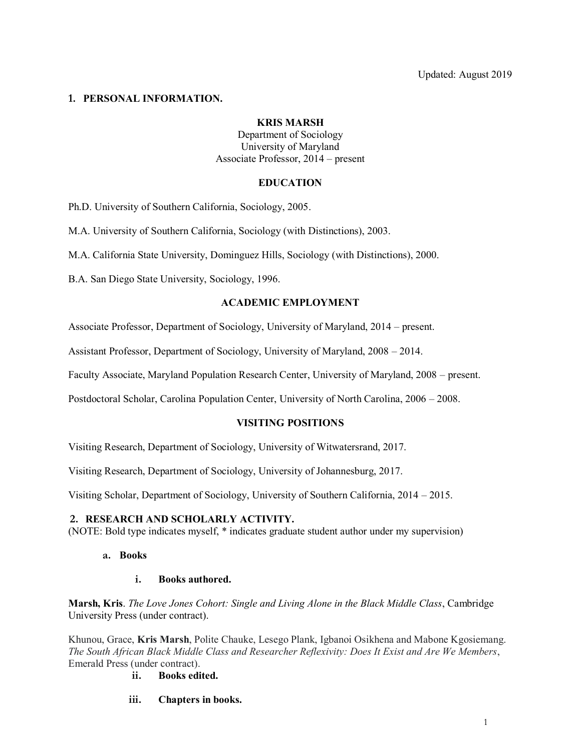Updated: August 2019

## 1. PERSONAL INFORMATION.

**KRIS MARSH**
Department of Sociology
University of Maryland
Associate Professor, 2014 – present

### EDUCATION

Ph.D. University of Southern California, Sociology, 2005.

M.A. University of Southern California, Sociology (with Distinctions), 2003.

M.A. California State University, Dominguez Hills, Sociology (with Distinctions), 2000.

B.A. San Diego State University, Sociology, 1996.

### ACADEMIC EMPLOYMENT

Associate Professor, Department of Sociology, University of Maryland, 2014 – present.

Assistant Professor, Department of Sociology, University of Maryland, 2008 – 2014.

Faculty Associate, Maryland Population Research Center, University of Maryland, 2008 – present.

Postdoctoral Scholar, Carolina Population Center, University of North Carolina, 2006 – 2008.

### VISITING POSITIONS

Visiting Research, Department of Sociology, University of Witwatersrand, 2017.

Visiting Research, Department of Sociology, University of Johannesburg, 2017.

Visiting Scholar, Department of Sociology, University of Southern California, 2014 – 2015.

## 2. RESEARCH AND SCHOLARLY ACTIVITY.

(NOTE: Bold type indicates myself, * indicates graduate student author under my supervision)

### a. Books

#### i. Books authored.

**Marsh, Kris**. *The Love Jones Cohort: Single and Living Alone in the Black Middle Class*, Cambridge University Press (under contract).

Khunou, Grace, **Kris Marsh**, Polite Chauke, Lesego Plank, Igbanoi Osikhena and Mabone Kgosiemang. *The South African Black Middle Class and Researcher Reflexivity: Does It Exist and Are We Members*, Emerald Press (under contract).

#### ii. Books edited.

#### iii. Chapters in books.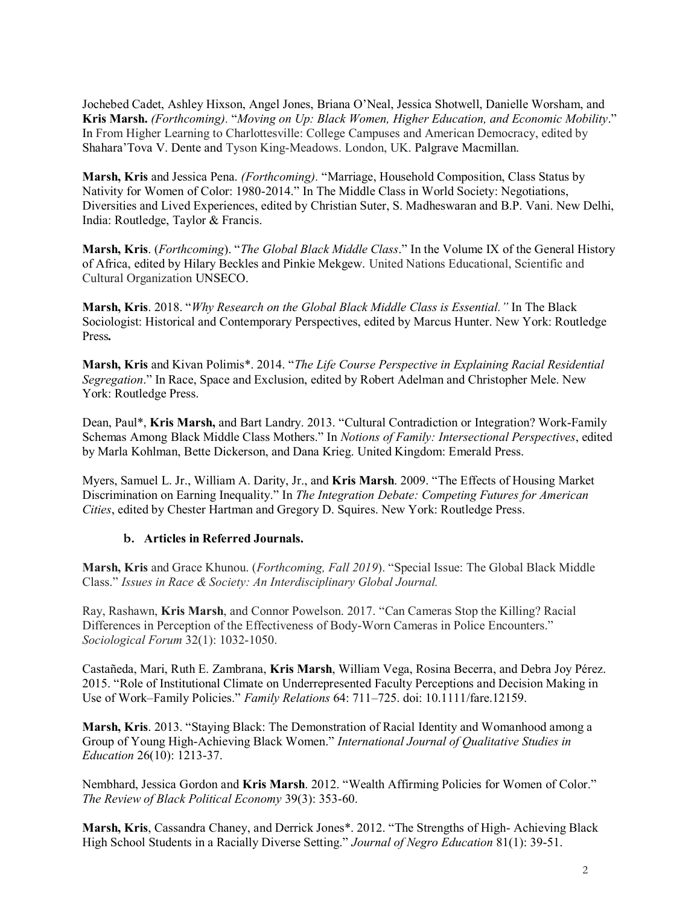Jochebed Cadet, Ashley Hixson, Angel Jones, Briana O'Neal, Jessica Shotwell, Danielle Worsham, and **Kris Marsh.** *(Forthcoming).* "*Moving on Up: Black Women, Higher Education, and Economic Mobility*." In From Higher Learning to Charlottesville: College Campuses and American Democracy, edited by Shahara'Tova V. Dente and Tyson King-Meadows. London, UK. Palgrave Macmillan.

**Marsh, Kris** and Jessica Pena. *(Forthcoming).* "Marriage, Household Composition, Class Status by Nativity for Women of Color: 1980-2014." In The Middle Class in World Society: Negotiations, Diversities and Lived Experiences, edited by Christian Suter, S. Madheswaran and B.P. Vani. New Delhi, India: Routledge, Taylor & Francis.

**Marsh, Kris**. (*Forthcoming*). "*The Global Black Middle Class*." In the Volume IX of the General History of Africa, edited by Hilary Beckles and Pinkie Mekgew. United Nations Educational, Scientific and Cultural Organization UNSECO.

**Marsh, Kris**. 2018. "*Why Research on the Global Black Middle Class is Essential."* In The Black Sociologist: Historical and Contemporary Perspectives, edited by Marcus Hunter. New York: Routledge Press**.**

**Marsh, Kris** and Kivan Polimis*. 2014. "*The Life Course Perspective in Explaining Racial Residential Segregation*." In Race, Space and Exclusion, edited by Robert Adelman and Christopher Mele. New York: Routledge Press.

Dean, Paul*, **Kris Marsh,** and Bart Landry. 2013. "Cultural Contradiction or Integration? Work-Family Schemas Among Black Middle Class Mothers." In *Notions of Family: Intersectional Perspectives*, edited by Marla Kohlman, Bette Dickerson, and Dana Krieg. United Kingdom: Emerald Press.

Myers, Samuel L. Jr., William A. Darity, Jr., and **Kris Marsh**. 2009. "The Effects of Housing Market Discrimination on Earning Inequality." In *The Integration Debate: Competing Futures for American Cities*, edited by Chester Hartman and Gregory D. Squires. New York: Routledge Press.

**b. Articles in Referred Journals.**

**Marsh, Kris** and Grace Khunou. (*Forthcoming, Fall 2019*). "Special Issue: The Global Black Middle Class." *Issues in Race & Society: An Interdisciplinary Global Journal.*

Ray, Rashawn, **Kris Marsh**, and Connor Powelson. 2017. "Can Cameras Stop the Killing? Racial Differences in Perception of the Effectiveness of Body-Worn Cameras in Police Encounters." *Sociological Forum* 32(1): 1032-1050.

Castañeda, Mari, Ruth E. Zambrana, **Kris Marsh**, William Vega, Rosina Becerra, and Debra Joy Pérez. 2015. "Role of Institutional Climate on Underrepresented Faculty Perceptions and Decision Making in Use of Work–Family Policies." *Family Relations* 64: 711–725. doi: 10.1111/fare.12159.

**Marsh, Kris**. 2013. "Staying Black: The Demonstration of Racial Identity and Womanhood among a Group of Young High-Achieving Black Women." *International Journal of Qualitative Studies in Education* 26(10): 1213-37.

Nembhard, Jessica Gordon and **Kris Marsh**. 2012. "Wealth Affirming Policies for Women of Color." *The Review of Black Political Economy* 39(3): 353-60.

**Marsh, Kris**, Cassandra Chaney, and Derrick Jones*. 2012. "The Strengths of High- Achieving Black High School Students in a Racially Diverse Setting." *Journal of Negro Education* 81(1): 39-51.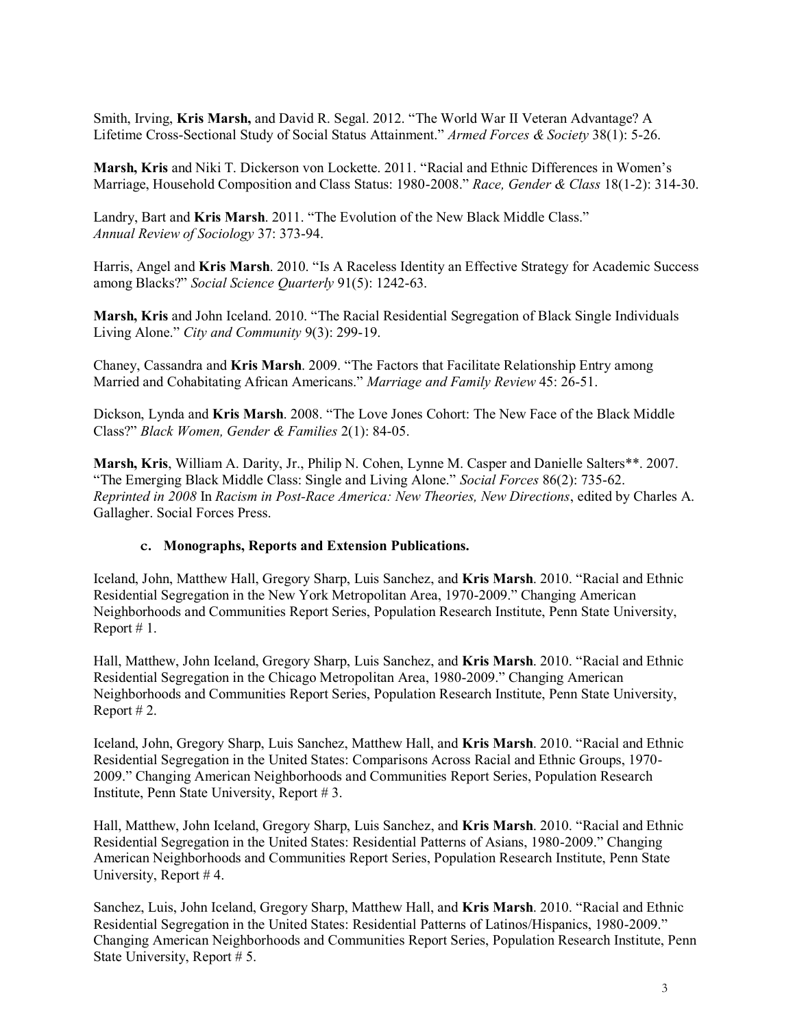Smith, Irving, **Kris Marsh,** and David R. Segal. 2012. "The World War II Veteran Advantage? A Lifetime Cross-Sectional Study of Social Status Attainment." *Armed Forces & Society* 38(1): 5-26.

**Marsh, Kris** and Niki T. Dickerson von Lockette. 2011. "Racial and Ethnic Differences in Women's Marriage, Household Composition and Class Status: 1980-2008." *Race, Gender & Class* 18(1-2): 314-30.

Landry, Bart and **Kris Marsh**. 2011. "The Evolution of the New Black Middle Class." *Annual Review of Sociology* 37: 373-94.

Harris, Angel and **Kris Marsh**. 2010. "Is A Raceless Identity an Effective Strategy for Academic Success among Blacks?" *Social Science Quarterly* 91(5): 1242-63.

**Marsh, Kris** and John Iceland. 2010. "The Racial Residential Segregation of Black Single Individuals Living Alone." *City and Community* 9(3): 299-19.

Chaney, Cassandra and **Kris Marsh**. 2009. "The Factors that Facilitate Relationship Entry among Married and Cohabitating African Americans." *Marriage and Family Review* 45: 26-51.

Dickson, Lynda and **Kris Marsh**. 2008. "The Love Jones Cohort: The New Face of the Black Middle Class?" *Black Women, Gender & Families* 2(1): 84-05.

**Marsh, Kris**, William A. Darity, Jr., Philip N. Cohen, Lynne M. Casper and Danielle Salters**. 2007. "The Emerging Black Middle Class: Single and Living Alone." *Social Forces* 86(2): 735-62. *Reprinted in 2008* In *Racism in Post-Race America: New Theories, New Directions*, edited by Charles A. Gallagher. Social Forces Press.

#### c. Monographs, Reports and Extension Publications.

Iceland, John, Matthew Hall, Gregory Sharp, Luis Sanchez, and **Kris Marsh**. 2010. "Racial and Ethnic Residential Segregation in the New York Metropolitan Area, 1970-2009." Changing American Neighborhoods and Communities Report Series, Population Research Institute, Penn State University, Report # 1.

Hall, Matthew, John Iceland, Gregory Sharp, Luis Sanchez, and **Kris Marsh**. 2010. "Racial and Ethnic Residential Segregation in the Chicago Metropolitan Area, 1980-2009." Changing American Neighborhoods and Communities Report Series, Population Research Institute, Penn State University, Report # 2.

Iceland, John, Gregory Sharp, Luis Sanchez, Matthew Hall, and **Kris Marsh**. 2010. "Racial and Ethnic Residential Segregation in the United States: Comparisons Across Racial and Ethnic Groups, 1970-2009." Changing American Neighborhoods and Communities Report Series, Population Research Institute, Penn State University, Report # 3.

Hall, Matthew, John Iceland, Gregory Sharp, Luis Sanchez, and **Kris Marsh**. 2010. "Racial and Ethnic Residential Segregation in the United States: Residential Patterns of Asians, 1980-2009." Changing American Neighborhoods and Communities Report Series, Population Research Institute, Penn State University, Report # 4.

Sanchez, Luis, John Iceland, Gregory Sharp, Matthew Hall, and **Kris Marsh**. 2010. "Racial and Ethnic Residential Segregation in the United States: Residential Patterns of Latinos/Hispanics, 1980-2009." Changing American Neighborhoods and Communities Report Series, Population Research Institute, Penn State University, Report # 5.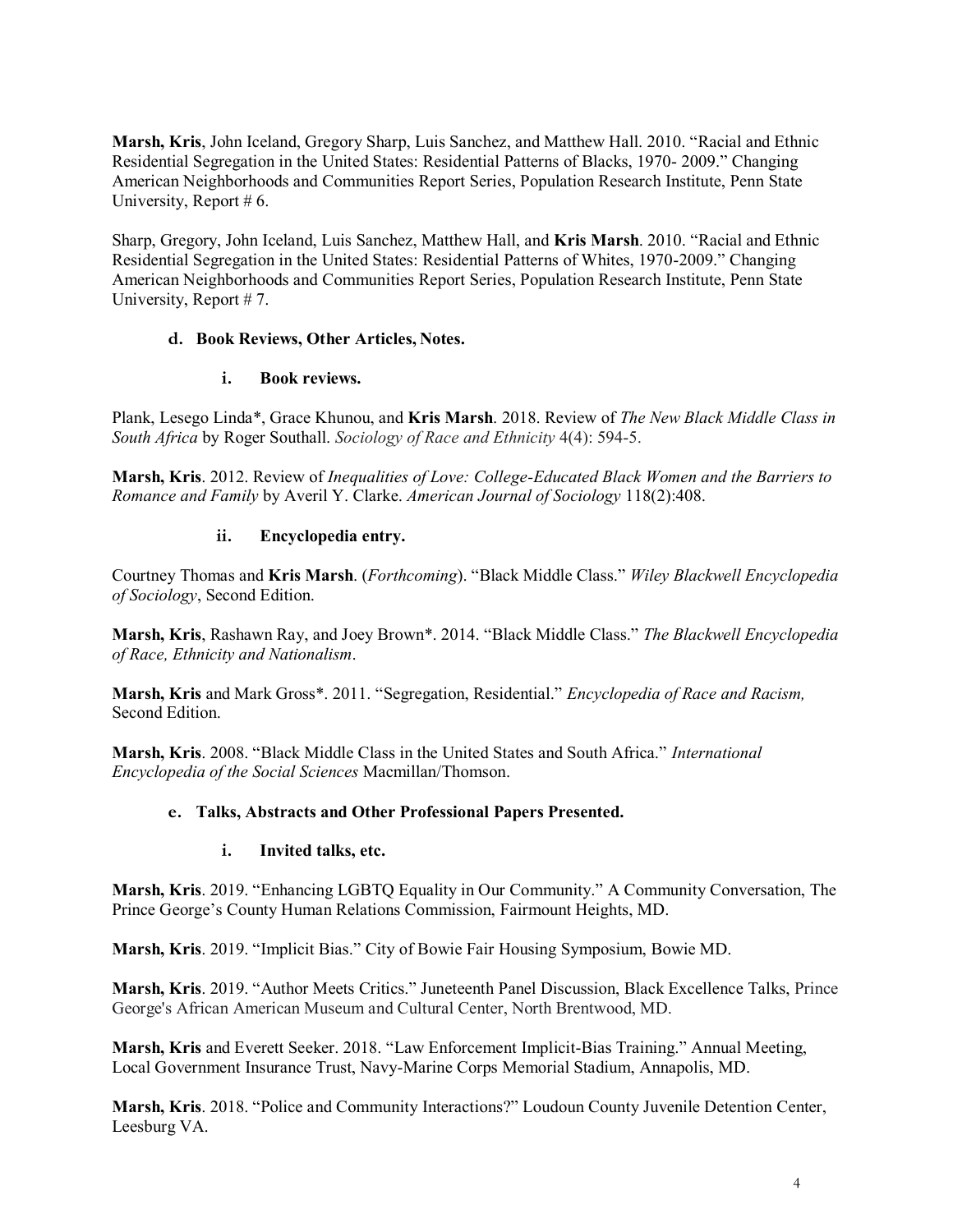**Marsh, Kris**, John Iceland, Gregory Sharp, Luis Sanchez, and Matthew Hall. 2010. "Racial and Ethnic Residential Segregation in the United States: Residential Patterns of Blacks, 1970- 2009." Changing American Neighborhoods and Communities Report Series, Population Research Institute, Penn State University, Report # 6.

Sharp, Gregory, John Iceland, Luis Sanchez, Matthew Hall, and **Kris Marsh**. 2010. "Racial and Ethnic Residential Segregation in the United States: Residential Patterns of Whites, 1970-2009." Changing American Neighborhoods and Communities Report Series, Population Research Institute, Penn State University, Report # 7.

### d. Book Reviews, Other Articles, Notes.

#### i. Book reviews.

Plank, Lesego Linda*, Grace Khunou, and **Kris Marsh**. 2018. Review of *The New Black Middle Class in South Africa* by Roger Southall. *Sociology of Race and Ethnicity* 4(4): 594-5.

**Marsh, Kris**. 2012. Review of *Inequalities of Love: College-Educated Black Women and the Barriers to Romance and Family* by Averil Y. Clarke. *American Journal of Sociology* 118(2):408.

#### ii. Encyclopedia entry.

Courtney Thomas and **Kris Marsh**. (*Forthcoming*). "Black Middle Class." *Wiley Blackwell Encyclopedia of Sociology*, Second Edition.

**Marsh, Kris**, Rashawn Ray, and Joey Brown*. 2014. "Black Middle Class." *The Blackwell Encyclopedia of Race, Ethnicity and Nationalism*.

**Marsh, Kris** and Mark Gross*. 2011. "Segregation, Residential." *Encyclopedia of Race and Racism,* Second Edition.

**Marsh, Kris**. 2008. "Black Middle Class in the United States and South Africa." *International Encyclopedia of the Social Sciences* Macmillan/Thomson.

### e. Talks, Abstracts and Other Professional Papers Presented.

#### i. Invited talks, etc.

**Marsh, Kris**. 2019. "Enhancing LGBTQ Equality in Our Community." A Community Conversation, The Prince George's County Human Relations Commission, Fairmount Heights, MD.

**Marsh, Kris**. 2019. "Implicit Bias." City of Bowie Fair Housing Symposium, Bowie MD.

**Marsh, Kris**. 2019. "Author Meets Critics." Juneteenth Panel Discussion, Black Excellence Talks, Prince George's African American Museum and Cultural Center, North Brentwood, MD.

**Marsh, Kris** and Everett Seeker. 2018. "Law Enforcement Implicit-Bias Training." Annual Meeting, Local Government Insurance Trust, Navy-Marine Corps Memorial Stadium, Annapolis, MD.

**Marsh, Kris**. 2018. "Police and Community Interactions?" Loudoun County Juvenile Detention Center, Leesburg VA.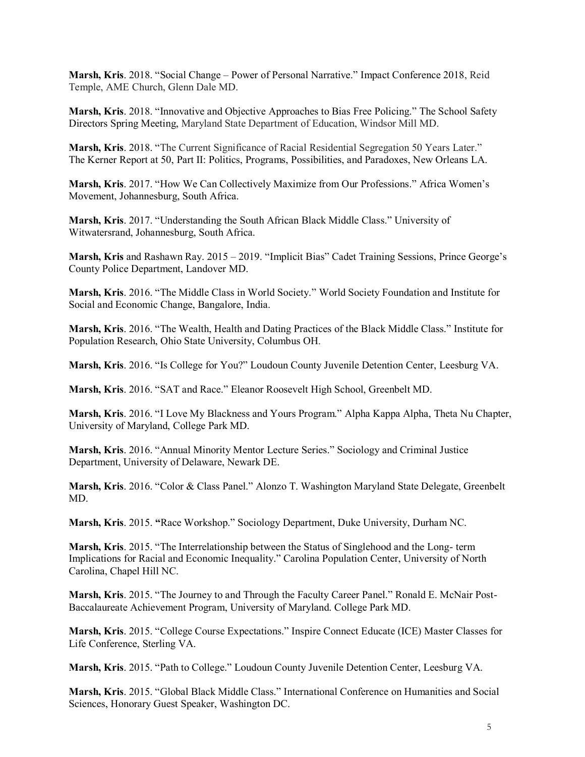**Marsh, Kris**. 2018. "Social Change – Power of Personal Narrative." Impact Conference 2018, Reid Temple, AME Church, Glenn Dale MD.

**Marsh, Kris**. 2018. "Innovative and Objective Approaches to Bias Free Policing." The School Safety Directors Spring Meeting, Maryland State Department of Education, Windsor Mill MD.

**Marsh, Kris**. 2018. "The Current Significance of Racial Residential Segregation 50 Years Later." The Kerner Report at 50, Part II: Politics, Programs, Possibilities, and Paradoxes, New Orleans LA.

**Marsh, Kris**. 2017. "How We Can Collectively Maximize from Our Professions." Africa Women's Movement, Johannesburg, South Africa.

**Marsh, Kris**. 2017. "Understanding the South African Black Middle Class." University of Witwatersrand, Johannesburg, South Africa.

**Marsh, Kris** and Rashawn Ray. 2015 – 2019. "Implicit Bias" Cadet Training Sessions, Prince George's County Police Department, Landover MD.

**Marsh, Kris**. 2016. "The Middle Class in World Society." World Society Foundation and Institute for Social and Economic Change, Bangalore, India.

**Marsh, Kris**. 2016. "The Wealth, Health and Dating Practices of the Black Middle Class." Institute for Population Research, Ohio State University, Columbus OH.

**Marsh, Kris**. 2016. "Is College for You?" Loudoun County Juvenile Detention Center, Leesburg VA.

**Marsh, Kris**. 2016. "SAT and Race." Eleanor Roosevelt High School, Greenbelt MD.

**Marsh, Kris**. 2016. "I Love My Blackness and Yours Program." Alpha Kappa Alpha, Theta Nu Chapter, University of Maryland, College Park MD.

**Marsh, Kris**. 2016. "Annual Minority Mentor Lecture Series." Sociology and Criminal Justice Department, University of Delaware, Newark DE.

**Marsh, Kris**. 2016. "Color & Class Panel." Alonzo T. Washington Maryland State Delegate, Greenbelt MD.

**Marsh, Kris**. 2015. "Race Workshop." Sociology Department, Duke University, Durham NC.

**Marsh, Kris**. 2015. "The Interrelationship between the Status of Singlehood and the Long- term Implications for Racial and Economic Inequality." Carolina Population Center, University of North Carolina, Chapel Hill NC.

**Marsh, Kris**. 2015. "The Journey to and Through the Faculty Career Panel." Ronald E. McNair Post-Baccalaureate Achievement Program, University of Maryland. College Park MD.

**Marsh, Kris**. 2015. "College Course Expectations." Inspire Connect Educate (ICE) Master Classes for Life Conference, Sterling VA.

**Marsh, Kris**. 2015. "Path to College." Loudoun County Juvenile Detention Center, Leesburg VA.

**Marsh, Kris**. 2015. "Global Black Middle Class." International Conference on Humanities and Social Sciences, Honorary Guest Speaker, Washington DC.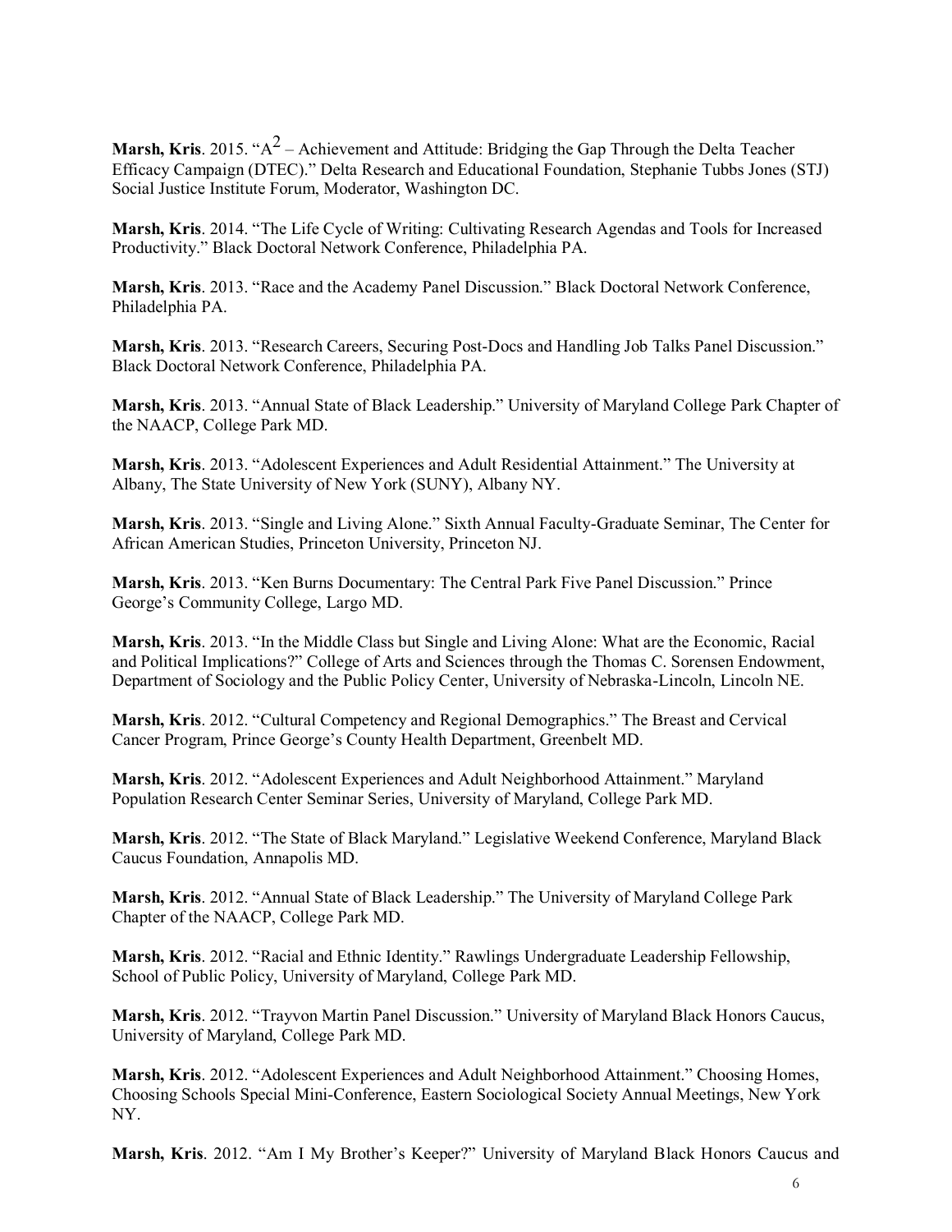**Marsh, Kris**. 2015. "$A^2$ – Achievement and Attitude: Bridging the Gap Through the Delta Teacher Efficacy Campaign (DTEC)." Delta Research and Educational Foundation, Stephanie Tubbs Jones (STJ) Social Justice Institute Forum, Moderator, Washington DC.

**Marsh, Kris**. 2014. "The Life Cycle of Writing: Cultivating Research Agendas and Tools for Increased Productivity." Black Doctoral Network Conference, Philadelphia PA.

**Marsh, Kris**. 2013. "Race and the Academy Panel Discussion." Black Doctoral Network Conference, Philadelphia PA.

**Marsh, Kris**. 2013. "Research Careers, Securing Post-Docs and Handling Job Talks Panel Discussion." Black Doctoral Network Conference, Philadelphia PA.

**Marsh, Kris**. 2013. "Annual State of Black Leadership." University of Maryland College Park Chapter of the NAACP, College Park MD.

**Marsh, Kris**. 2013. "Adolescent Experiences and Adult Residential Attainment." The University at Albany, The State University of New York (SUNY), Albany NY.

**Marsh, Kris**. 2013. "Single and Living Alone." Sixth Annual Faculty-Graduate Seminar, The Center for African American Studies, Princeton University, Princeton NJ.

**Marsh, Kris**. 2013. "Ken Burns Documentary: The Central Park Five Panel Discussion." Prince George's Community College, Largo MD.

**Marsh, Kris**. 2013. "In the Middle Class but Single and Living Alone: What are the Economic, Racial and Political Implications?" College of Arts and Sciences through the Thomas C. Sorensen Endowment, Department of Sociology and the Public Policy Center, University of Nebraska-Lincoln, Lincoln NE.

**Marsh, Kris**. 2012. "Cultural Competency and Regional Demographics." The Breast and Cervical Cancer Program, Prince George's County Health Department, Greenbelt MD.

**Marsh, Kris**. 2012. "Adolescent Experiences and Adult Neighborhood Attainment." Maryland Population Research Center Seminar Series, University of Maryland, College Park MD.

**Marsh, Kris**. 2012. "The State of Black Maryland." Legislative Weekend Conference, Maryland Black Caucus Foundation, Annapolis MD.

**Marsh, Kris**. 2012. "Annual State of Black Leadership." The University of Maryland College Park Chapter of the NAACP, College Park MD.

**Marsh, Kris**. 2012. "Racial and Ethnic Identity." Rawlings Undergraduate Leadership Fellowship, School of Public Policy, University of Maryland, College Park MD.

**Marsh, Kris**. 2012. "Trayvon Martin Panel Discussion." University of Maryland Black Honors Caucus, University of Maryland, College Park MD.

**Marsh, Kris**. 2012. "Adolescent Experiences and Adult Neighborhood Attainment." Choosing Homes, Choosing Schools Special Mini-Conference, Eastern Sociological Society Annual Meetings, New York NY.

**Marsh, Kris**. 2012. "Am I My Brother's Keeper?" University of Maryland Black Honors Caucus and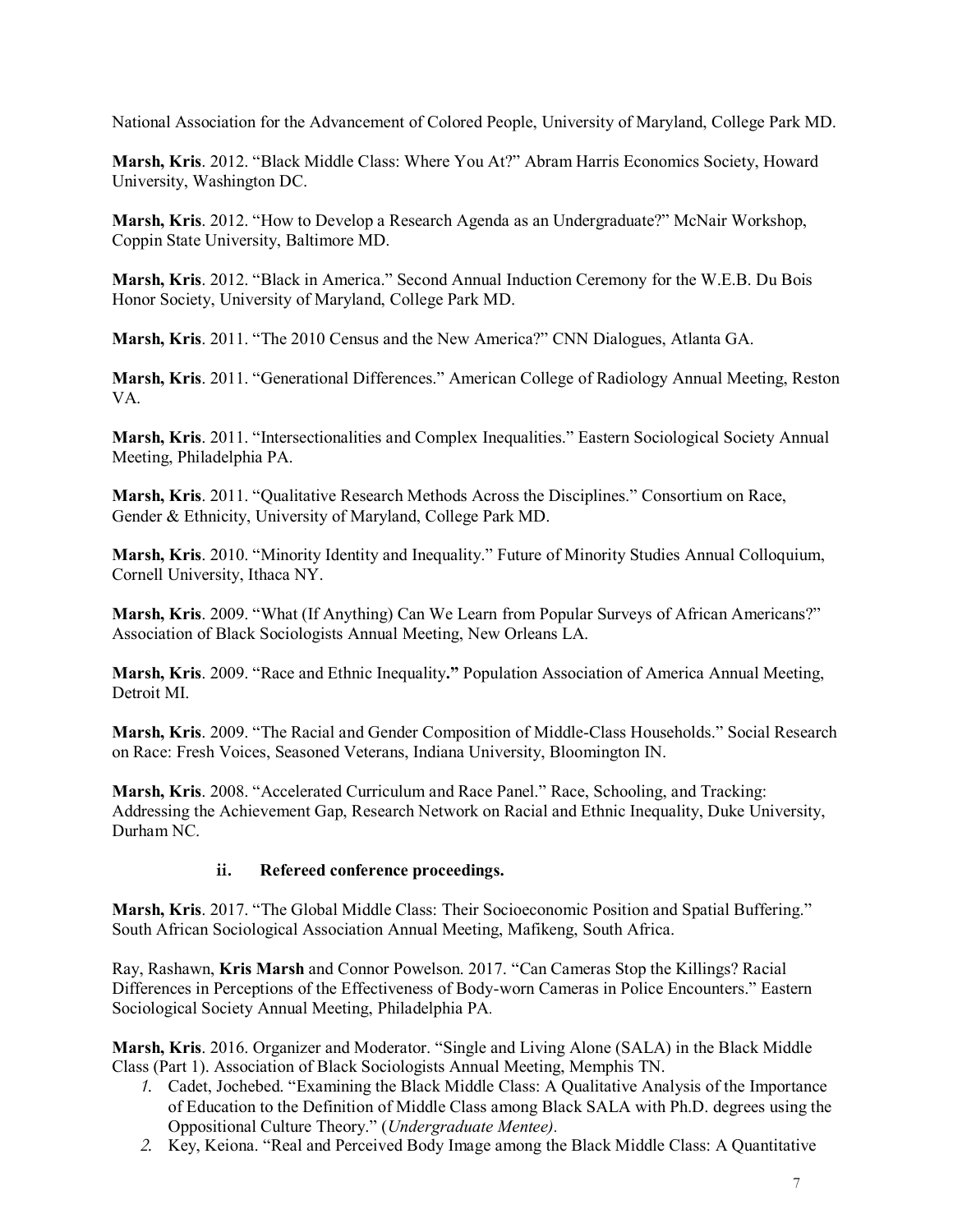National Association for the Advancement of Colored People, University of Maryland, College Park MD.

**Marsh, Kris**. 2012. "Black Middle Class: Where You At?" Abram Harris Economics Society, Howard University, Washington DC.

**Marsh, Kris**. 2012. "How to Develop a Research Agenda as an Undergraduate?" McNair Workshop, Coppin State University, Baltimore MD.

**Marsh, Kris**. 2012. "Black in America." Second Annual Induction Ceremony for the W.E.B. Du Bois Honor Society, University of Maryland, College Park MD.

**Marsh, Kris**. 2011. "The 2010 Census and the New America?" CNN Dialogues, Atlanta GA.

**Marsh, Kris**. 2011. "Generational Differences." American College of Radiology Annual Meeting, Reston VA.

**Marsh, Kris**. 2011. "Intersectionalities and Complex Inequalities." Eastern Sociological Society Annual Meeting, Philadelphia PA.

**Marsh, Kris**. 2011. "Qualitative Research Methods Across the Disciplines." Consortium on Race, Gender & Ethnicity, University of Maryland, College Park MD.

**Marsh, Kris**. 2010. "Minority Identity and Inequality." Future of Minority Studies Annual Colloquium, Cornell University, Ithaca NY.

**Marsh, Kris**. 2009. "What (If Anything) Can We Learn from Popular Surveys of African Americans?" Association of Black Sociologists Annual Meeting, New Orleans LA.

**Marsh, Kris**. 2009. "Race and Ethnic Inequality**.**" Population Association of America Annual Meeting, Detroit MI.

**Marsh, Kris**. 2009. "The Racial and Gender Composition of Middle-Class Households." Social Research on Race: Fresh Voices, Seasoned Veterans, Indiana University, Bloomington IN.

**Marsh, Kris**. 2008. "Accelerated Curriculum and Race Panel." Race, Schooling, and Tracking: Addressing the Achievement Gap, Research Network on Racial and Ethnic Inequality, Duke University, Durham NC.

### ii. Refereed conference proceedings.

**Marsh, Kris**. 2017. "The Global Middle Class: Their Socioeconomic Position and Spatial Buffering." South African Sociological Association Annual Meeting, Mafikeng, South Africa.

Ray, Rashawn, **Kris Marsh** and Connor Powelson. 2017. "Can Cameras Stop the Killings? Racial Differences in Perceptions of the Effectiveness of Body-worn Cameras in Police Encounters." Eastern Sociological Society Annual Meeting, Philadelphia PA.

**Marsh, Kris**. 2016. Organizer and Moderator. "Single and Living Alone (SALA) in the Black Middle Class (Part 1). Association of Black Sociologists Annual Meeting, Memphis TN.

1. Cadet, Jochebed. "Examining the Black Middle Class: A Qualitative Analysis of the Importance of Education to the Definition of Middle Class among Black SALA with Ph.D. degrees using the Oppositional Culture Theory." (*Undergraduate Mentee).*
2. Key, Keiona. "Real and Perceived Body Image among the Black Middle Class: A Quantitative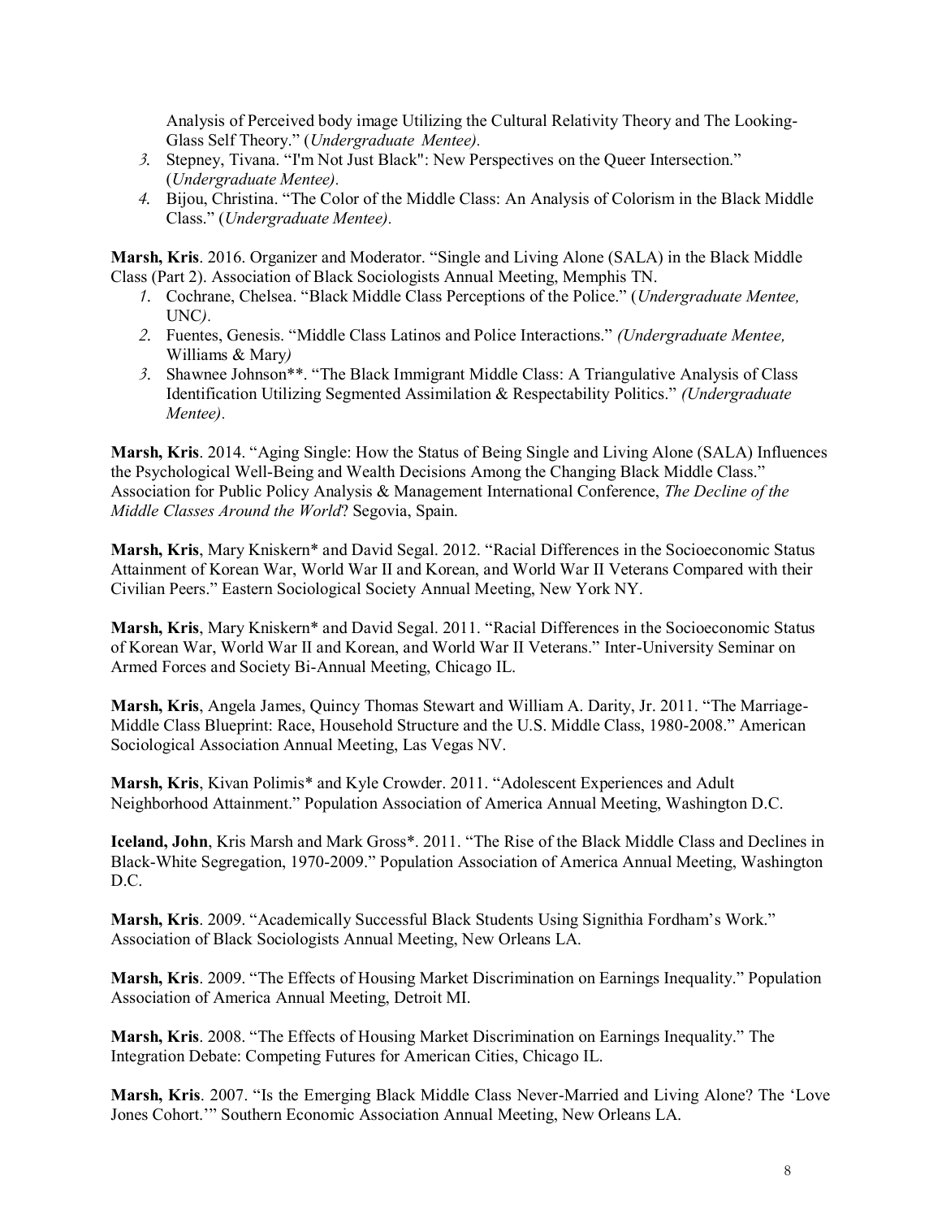Analysis of Perceived body image Utilizing the Cultural Relativity Theory and The Looking-Glass Self Theory." (*Undergraduate Mentee).*

3. Stepney, Tivana. "I'm Not Just Black": New Perspectives on the Queer Intersection." (*Undergraduate Mentee).*
4. Bijou, Christina. "The Color of the Middle Class: An Analysis of Colorism in the Black Middle Class." (*Undergraduate Mentee).*

**Marsh, Kris**. 2016. Organizer and Moderator. "Single and Living Alone (SALA) in the Black Middle Class (Part 2). Association of Black Sociologists Annual Meeting, Memphis TN.

1. Cochrane, Chelsea. "Black Middle Class Perceptions of the Police." (*Undergraduate Mentee,* UNC*).*
2. Fuentes, Genesis. "Middle Class Latinos and Police Interactions." *(Undergraduate Mentee,* Williams & Mary*)*
3. Shawnee Johnson**. "The Black Immigrant Middle Class: A Triangulative Analysis of Class Identification Utilizing Segmented Assimilation & Respectability Politics." *(Undergraduate Mentee).*

**Marsh, Kris**. 2014. "Aging Single: How the Status of Being Single and Living Alone (SALA) Influences the Psychological Well-Being and Wealth Decisions Among the Changing Black Middle Class." Association for Public Policy Analysis & Management International Conference, *The Decline of the Middle Classes Around the World*? Segovia, Spain.

**Marsh, Kris**, Mary Kniskern* and David Segal. 2012. "Racial Differences in the Socioeconomic Status Attainment of Korean War, World War II and Korean, and World War II Veterans Compared with their Civilian Peers." Eastern Sociological Society Annual Meeting, New York NY.

**Marsh, Kris**, Mary Kniskern* and David Segal. 2011. "Racial Differences in the Socioeconomic Status of Korean War, World War II and Korean, and World War II Veterans." Inter-University Seminar on Armed Forces and Society Bi-Annual Meeting, Chicago IL.

**Marsh, Kris**, Angela James, Quincy Thomas Stewart and William A. Darity, Jr. 2011. "The Marriage-Middle Class Blueprint: Race, Household Structure and the U.S. Middle Class, 1980-2008." American Sociological Association Annual Meeting, Las Vegas NV.

**Marsh, Kris**, Kivan Polimis* and Kyle Crowder. 2011. "Adolescent Experiences and Adult Neighborhood Attainment." Population Association of America Annual Meeting, Washington D.C.

**Iceland, John**, Kris Marsh and Mark Gross*. 2011. "The Rise of the Black Middle Class and Declines in Black-White Segregation, 1970-2009." Population Association of America Annual Meeting, Washington D.C.

**Marsh, Kris**. 2009. "Academically Successful Black Students Using Signithia Fordham's Work." Association of Black Sociologists Annual Meeting, New Orleans LA.

**Marsh, Kris**. 2009. "The Effects of Housing Market Discrimination on Earnings Inequality." Population Association of America Annual Meeting, Detroit MI.

**Marsh, Kris**. 2008. "The Effects of Housing Market Discrimination on Earnings Inequality." The Integration Debate: Competing Futures for American Cities, Chicago IL.

**Marsh, Kris**. 2007. "Is the Emerging Black Middle Class Never-Married and Living Alone? The 'Love Jones Cohort.'" Southern Economic Association Annual Meeting, New Orleans LA.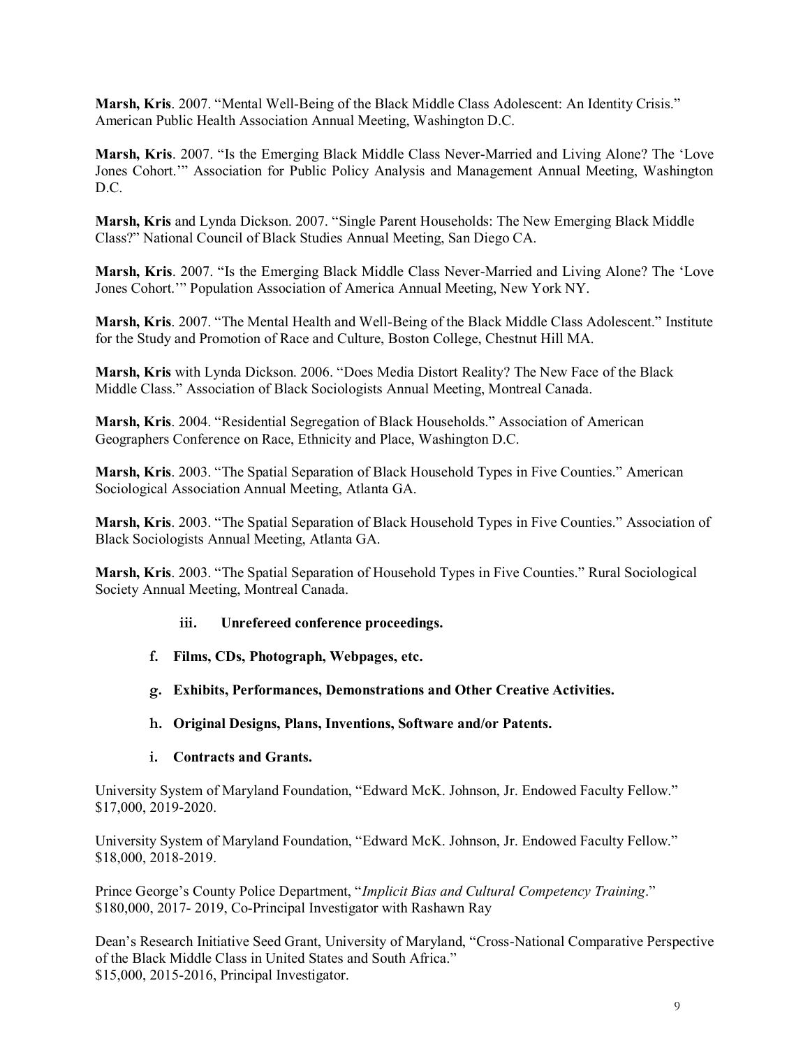**Marsh, Kris**. 2007. "Mental Well-Being of the Black Middle Class Adolescent: An Identity Crisis." American Public Health Association Annual Meeting, Washington D.C.

**Marsh, Kris**. 2007. "Is the Emerging Black Middle Class Never-Married and Living Alone? The 'Love Jones Cohort.'" Association for Public Policy Analysis and Management Annual Meeting, Washington D.C.

**Marsh, Kris** and Lynda Dickson. 2007. "Single Parent Households: The New Emerging Black Middle Class?" National Council of Black Studies Annual Meeting, San Diego CA.

**Marsh, Kris**. 2007. "Is the Emerging Black Middle Class Never-Married and Living Alone? The 'Love Jones Cohort.'" Population Association of America Annual Meeting, New York NY.

**Marsh, Kris**. 2007. "The Mental Health and Well-Being of the Black Middle Class Adolescent." Institute for the Study and Promotion of Race and Culture, Boston College, Chestnut Hill MA.

**Marsh, Kris** with Lynda Dickson. 2006. "Does Media Distort Reality? The New Face of the Black Middle Class." Association of Black Sociologists Annual Meeting, Montreal Canada.

**Marsh, Kris**. 2004. "Residential Segregation of Black Households." Association of American Geographers Conference on Race, Ethnicity and Place, Washington D.C.

**Marsh, Kris**. 2003. "The Spatial Separation of Black Household Types in Five Counties." American Sociological Association Annual Meeting, Atlanta GA.

**Marsh, Kris**. 2003. "The Spatial Separation of Black Household Types in Five Counties." Association of Black Sociologists Annual Meeting, Atlanta GA.

**Marsh, Kris**. 2003. "The Spatial Separation of Household Types in Five Counties." Rural Sociological Society Annual Meeting, Montreal Canada.

**iii. Unrefereed conference proceedings.**

**f. Films, CDs, Photograph, Webpages, etc.**

**g. Exhibits, Performances, Demonstrations and Other Creative Activities.**

**h. Original Designs, Plans, Inventions, Software and/or Patents.**

**i. Contracts and Grants.**

University System of Maryland Foundation, "Edward McK. Johnson, Jr. Endowed Faculty Fellow." $17,000, 2019-2020.

University System of Maryland Foundation, "Edward McK. Johnson, Jr. Endowed Faculty Fellow." $18,000, 2018-2019.

Prince George's County Police Department, "*Implicit Bias and Cultural Competency Training*." $180,000, 2017- 2019, Co-Principal Investigator with Rashawn Ray

Dean's Research Initiative Seed Grant, University of Maryland, "Cross-National Comparative Perspective of the Black Middle Class in United States and South Africa." $15,000, 2015-2016, Principal Investigator.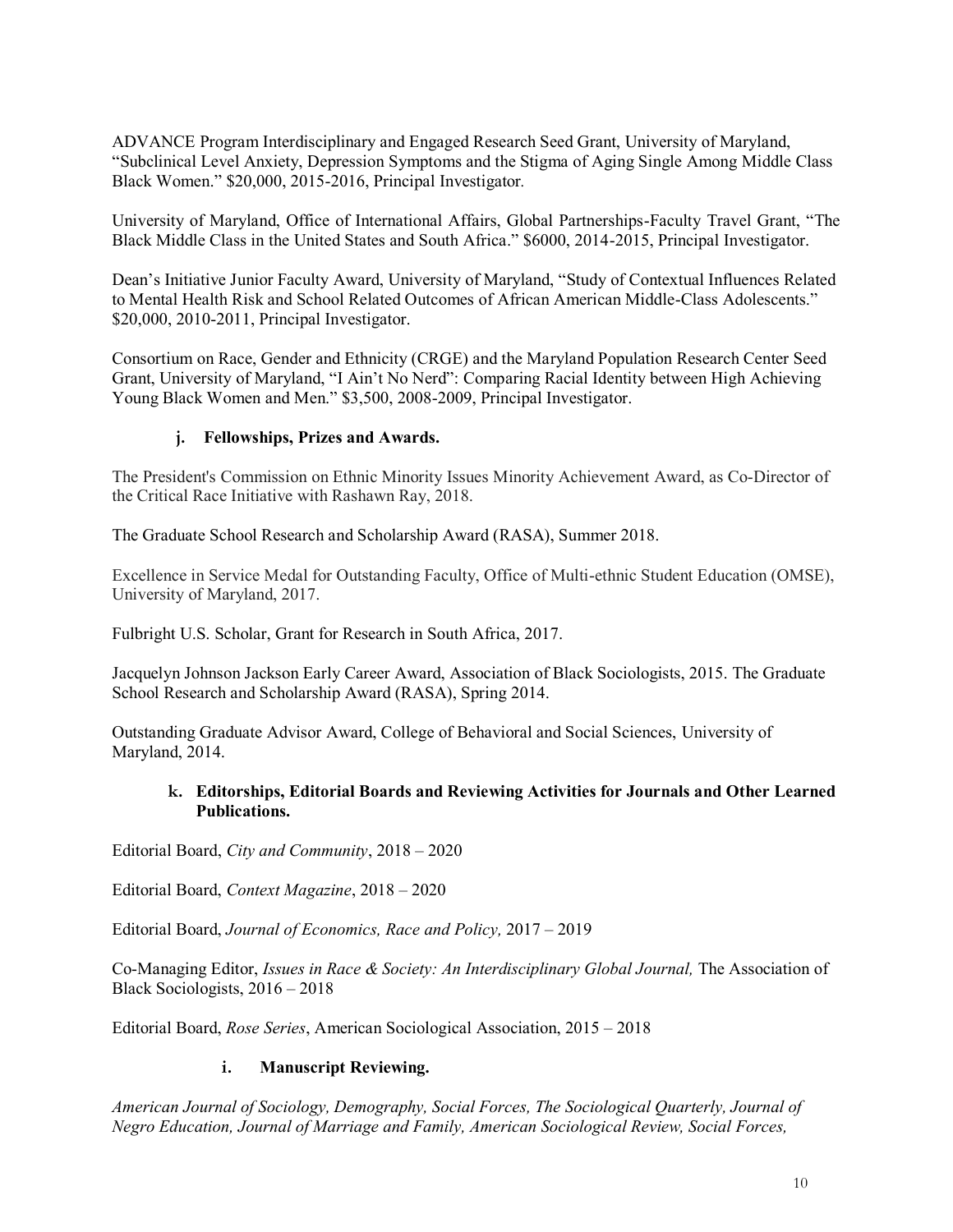ADVANCE Program Interdisciplinary and Engaged Research Seed Grant, University of Maryland, "Subclinical Level Anxiety, Depression Symptoms and the Stigma of Aging Single Among Middle Class Black Women." $20,000, 2015-2016, Principal Investigator.

University of Maryland, Office of International Affairs, Global Partnerships-Faculty Travel Grant, "The Black Middle Class in the United States and South Africa." $6000, 2014-2015, Principal Investigator.

Dean's Initiative Junior Faculty Award, University of Maryland, "Study of Contextual Influences Related to Mental Health Risk and School Related Outcomes of African American Middle-Class Adolescents." $20,000, 2010-2011, Principal Investigator.

Consortium on Race, Gender and Ethnicity (CRGE) and the Maryland Population Research Center Seed Grant, University of Maryland, "I Ain't No Nerd": Comparing Racial Identity between High Achieving Young Black Women and Men." $3,500, 2008-2009, Principal Investigator.

### j. Fellowships, Prizes and Awards.

The President's Commission on Ethnic Minority Issues Minority Achievement Award, as Co-Director of the Critical Race Initiative with Rashawn Ray, 2018.

The Graduate School Research and Scholarship Award (RASA), Summer 2018.

Excellence in Service Medal for Outstanding Faculty, Office of Multi-ethnic Student Education (OMSE), University of Maryland, 2017.

Fulbright U.S. Scholar, Grant for Research in South Africa, 2017.

Jacquelyn Johnson Jackson Early Career Award, Association of Black Sociologists, 2015. The Graduate School Research and Scholarship Award (RASA), Spring 2014.

Outstanding Graduate Advisor Award, College of Behavioral and Social Sciences, University of Maryland, 2014.

### k. Editorships, Editorial Boards and Reviewing Activities for Journals and Other Learned Publications.

Editorial Board, *City and Community*, 2018 – 2020

Editorial Board, *Context Magazine*, 2018 – 2020

Editorial Board, *Journal of Economics, Race and Policy,* 2017 – 2019

Co-Managing Editor, *Issues in Race & Society: An Interdisciplinary Global Journal,* The Association of Black Sociologists, 2016 – 2018

Editorial Board, *Rose Series*, American Sociological Association, 2015 – 2018

#### i. Manuscript Reviewing.

*American Journal of Sociology, Demography, Social Forces, The Sociological Quarterly, Journal of Negro Education, Journal of Marriage and Family, American Sociological Review, Social Forces,*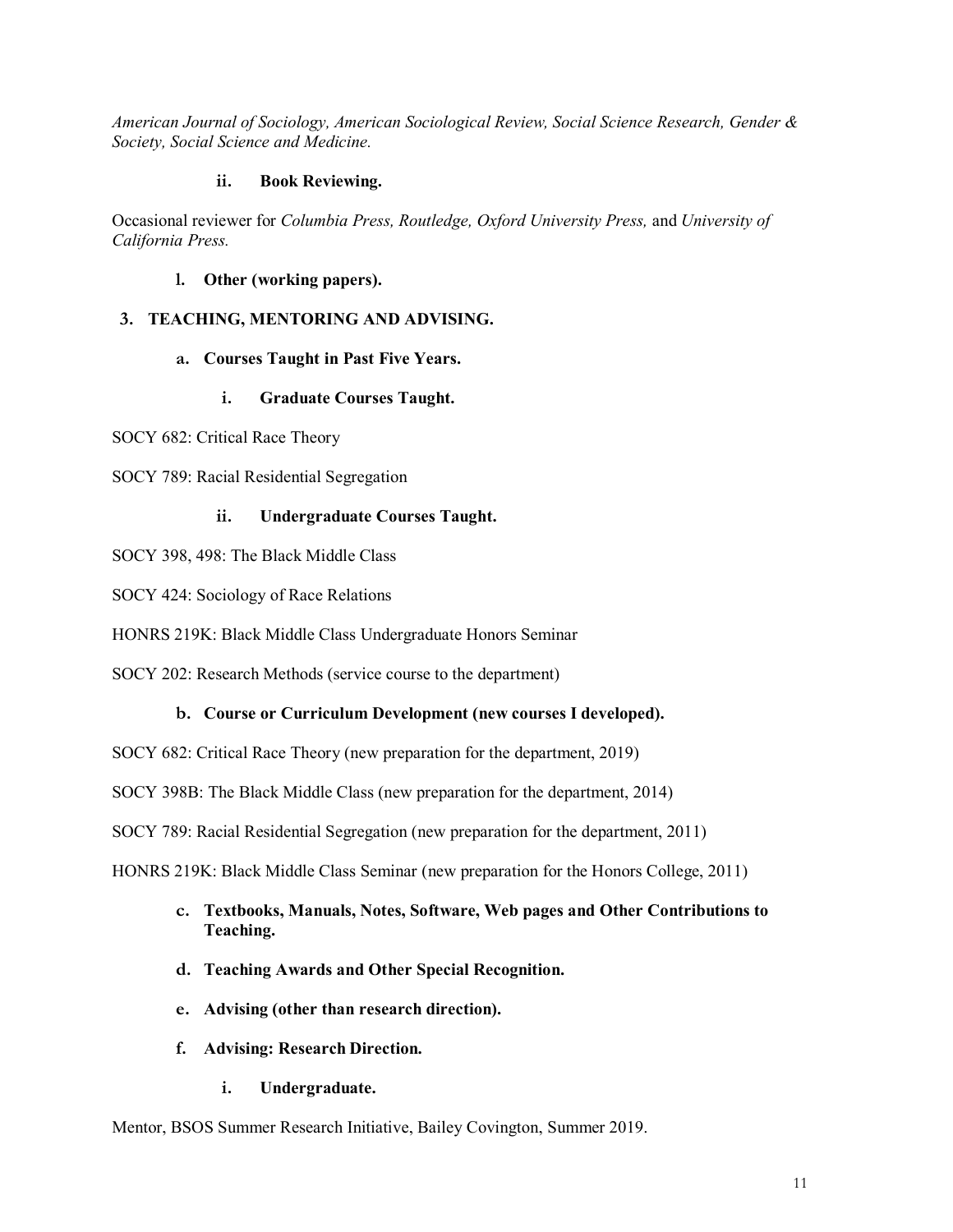*American Journal of Sociology, American Sociological Review, Social Science Research, Gender & Society, Social Science and Medicine.*

#### ii. Book Reviewing.

Occasional reviewer for *Columbia Press, Routledge, Oxford University Press,* and *University of California Press.*

### l. Other (working papers).

## 3. TEACHING, MENTORING AND ADVISING.

### a. Courses Taught in Past Five Years.

#### i. Graduate Courses Taught.

SOCY 682: Critical Race Theory

SOCY 789: Racial Residential Segregation

#### ii. Undergraduate Courses Taught.

SOCY 398, 498: The Black Middle Class

SOCY 424: Sociology of Race Relations

HONRS 219K: Black Middle Class Undergraduate Honors Seminar

SOCY 202: Research Methods (service course to the department)

### b. Course or Curriculum Development (new courses I developed).

SOCY 682: Critical Race Theory (new preparation for the department, 2019)

SOCY 398B: The Black Middle Class (new preparation for the department, 2014)

SOCY 789: Racial Residential Segregation (new preparation for the department, 2011)

HONRS 219K: Black Middle Class Seminar (new preparation for the Honors College, 2011)

### c. Textbooks, Manuals, Notes, Software, Web pages and Other Contributions to Teaching.

### d. Teaching Awards and Other Special Recognition.

### e. Advising (other than research direction).

### f. Advising: Research Direction.

#### i. Undergraduate.

Mentor, BSOS Summer Research Initiative, Bailey Covington, Summer 2019.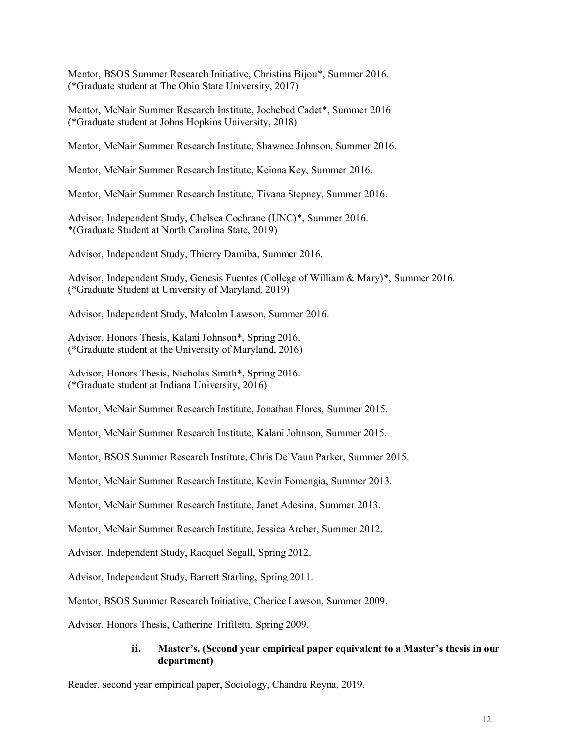Mentor, BSOS Summer Research Initiative, Christina Bijou*, Summer 2016.
(*Graduate student at The Ohio State University, 2017)

Mentor, McNair Summer Research Institute, Jochebed Cadet*, Summer 2016
(*Graduate student at Johns Hopkins University, 2018)

Mentor, McNair Summer Research Institute, Shawnee Johnson, Summer 2016.

Mentor, McNair Summer Research Institute, Keiona Key, Summer 2016.

Mentor, McNair Summer Research Institute, Tivana Stepney, Summer 2016.

Advisor, Independent Study, Chelsea Cochrane (UNC)*, Summer 2016.
*(Graduate Student at North Carolina State, 2019)

Advisor, Independent Study, Thierry Damiba, Summer 2016.

Advisor, Independent Study, Genesis Fuentes (College of William & Mary)*, Summer 2016.
(*Graduate Student at University of Maryland, 2019)

Advisor, Independent Study, Malcolm Lawson, Summer 2016.

Advisor, Honors Thesis, Kalani Johnson*, Spring 2016.
(*Graduate student at the University of Maryland, 2016)

Advisor, Honors Thesis, Nicholas Smith*, Spring 2016.
(*Graduate student at Indiana University, 2016)

Mentor, McNair Summer Research Institute, Jonathan Flores, Summer 2015.

Mentor, McNair Summer Research Institute, Kalani Johnson, Summer 2015.

Mentor, BSOS Summer Research Institute, Chris De'Vaun Parker, Summer 2015.

Mentor, McNair Summer Research Institute, Kevin Fomengia, Summer 2013.

Mentor, McNair Summer Research Institute, Janet Adesina, Summer 2013.

Mentor, McNair Summer Research Institute, Jessica Archer, Summer 2012.

Advisor, Independent Study, Racquel Segall, Spring 2012.

Advisor, Independent Study, Barrett Starling, Spring 2011.

Mentor, BSOS Summer Research Initiative, Cherice Lawson, Summer 2009.

Advisor, Honors Thesis, Catherine Trifiletti, Spring 2009.

#### ii. Master's. (Second year empirical paper equivalent to a Master's thesis in our department)

Reader, second year empirical paper, Sociology, Chandra Reyna, 2019.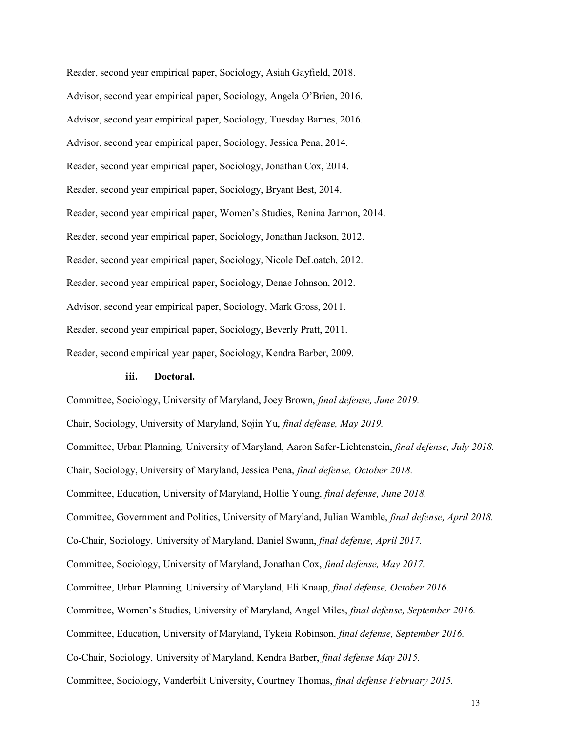Reader, second year empirical paper, Sociology, Asiah Gayfield, 2018.

Advisor, second year empirical paper, Sociology, Angela O'Brien, 2016.

Advisor, second year empirical paper, Sociology, Tuesday Barnes, 2016.

Advisor, second year empirical paper, Sociology, Jessica Pena, 2014.

Reader, second year empirical paper, Sociology, Jonathan Cox, 2014.

Reader, second year empirical paper, Sociology, Bryant Best, 2014.

Reader, second year empirical paper, Women's Studies, Renina Jarmon, 2014.

Reader, second year empirical paper, Sociology, Jonathan Jackson, 2012.

Reader, second year empirical paper, Sociology, Nicole DeLoatch, 2012.

Reader, second year empirical paper, Sociology, Denae Johnson, 2012.

Advisor, second year empirical paper, Sociology, Mark Gross, 2011.

Reader, second year empirical paper, Sociology, Beverly Pratt, 2011.

Reader, second empirical year paper, Sociology, Kendra Barber, 2009.

**iii. Doctoral.**

Committee, Sociology, University of Maryland, Joey Brown, *final defense, June 2019.*

Chair, Sociology, University of Maryland, Sojin Yu, *final defense, May 2019.*

Committee, Urban Planning, University of Maryland, Aaron Safer-Lichtenstein, *final defense, July 2018.*

Chair, Sociology, University of Maryland, Jessica Pena, *final defense, October 2018.*

Committee, Education, University of Maryland, Hollie Young, *final defense, June 2018.*

Committee, Government and Politics, University of Maryland, Julian Wamble, *final defense, April 2018.*

Co-Chair, Sociology, University of Maryland, Daniel Swann, *final defense, April 2017.*

Committee, Sociology, University of Maryland, Jonathan Cox, *final defense, May 2017.*

Committee, Urban Planning, University of Maryland, Eli Knaap, *final defense, October 2016.*

Committee, Women's Studies, University of Maryland, Angel Miles, *final defense, September 2016.*

Committee, Education, University of Maryland, Tykeia Robinson, *final defense, September 2016.*

Co-Chair, Sociology, University of Maryland, Kendra Barber, *final defense May 2015.*

Committee, Sociology, Vanderbilt University, Courtney Thomas, *final defense February 2015.*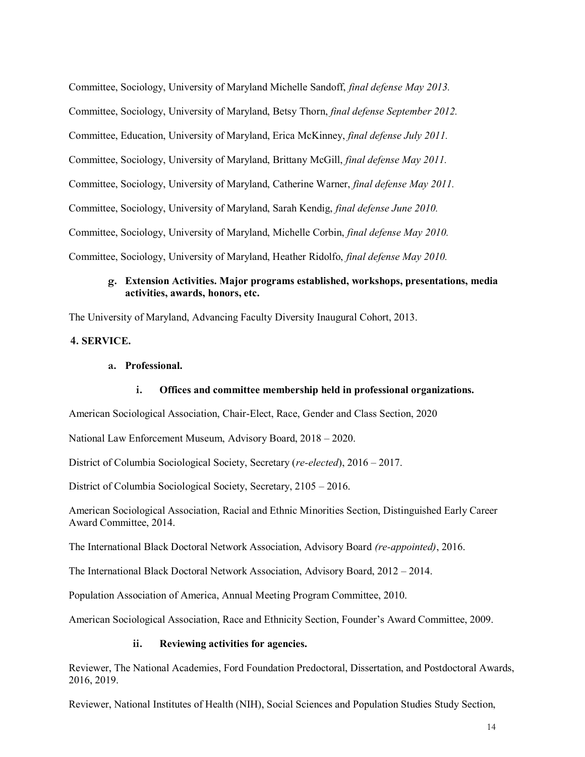Committee, Sociology, University of Maryland Michelle Sandoff, *final defense May 2013.*

Committee, Sociology, University of Maryland, Betsy Thorn, *final defense September 2012.*

Committee, Education, University of Maryland, Erica McKinney, *final defense July 2011.*

Committee, Sociology, University of Maryland, Brittany McGill, *final defense May 2011.*

Committee, Sociology, University of Maryland, Catherine Warner, *final defense May 2011.*

Committee, Sociology, University of Maryland, Sarah Kendig, *final defense June 2010.*

Committee, Sociology, University of Maryland, Michelle Corbin, *final defense May 2010.*

Committee, Sociology, University of Maryland, Heather Ridolfo, *final defense May 2010.*

**g. Extension Activities. Major programs established, workshops, presentations, media activities, awards, honors, etc.**

The University of Maryland, Advancing Faculty Diversity Inaugural Cohort, 2013.

## 4. SERVICE.

### a. Professional.

#### i. Offices and committee membership held in professional organizations.

American Sociological Association, Chair-Elect, Race, Gender and Class Section, 2020

National Law Enforcement Museum, Advisory Board, 2018 – 2020.

District of Columbia Sociological Society, Secretary (*re-elected*), 2016 – 2017.

District of Columbia Sociological Society, Secretary, 2105 – 2016.

American Sociological Association, Racial and Ethnic Minorities Section, Distinguished Early Career Award Committee, 2014.

The International Black Doctoral Network Association, Advisory Board *(re-appointed)*, 2016.

The International Black Doctoral Network Association, Advisory Board, 2012 – 2014.

Population Association of America, Annual Meeting Program Committee, 2010.

American Sociological Association, Race and Ethnicity Section, Founder's Award Committee, 2009.

#### ii. Reviewing activities for agencies.

Reviewer, The National Academies, Ford Foundation Predoctoral, Dissertation, and Postdoctoral Awards, 2016, 2019.

Reviewer, National Institutes of Health (NIH), Social Sciences and Population Studies Study Section,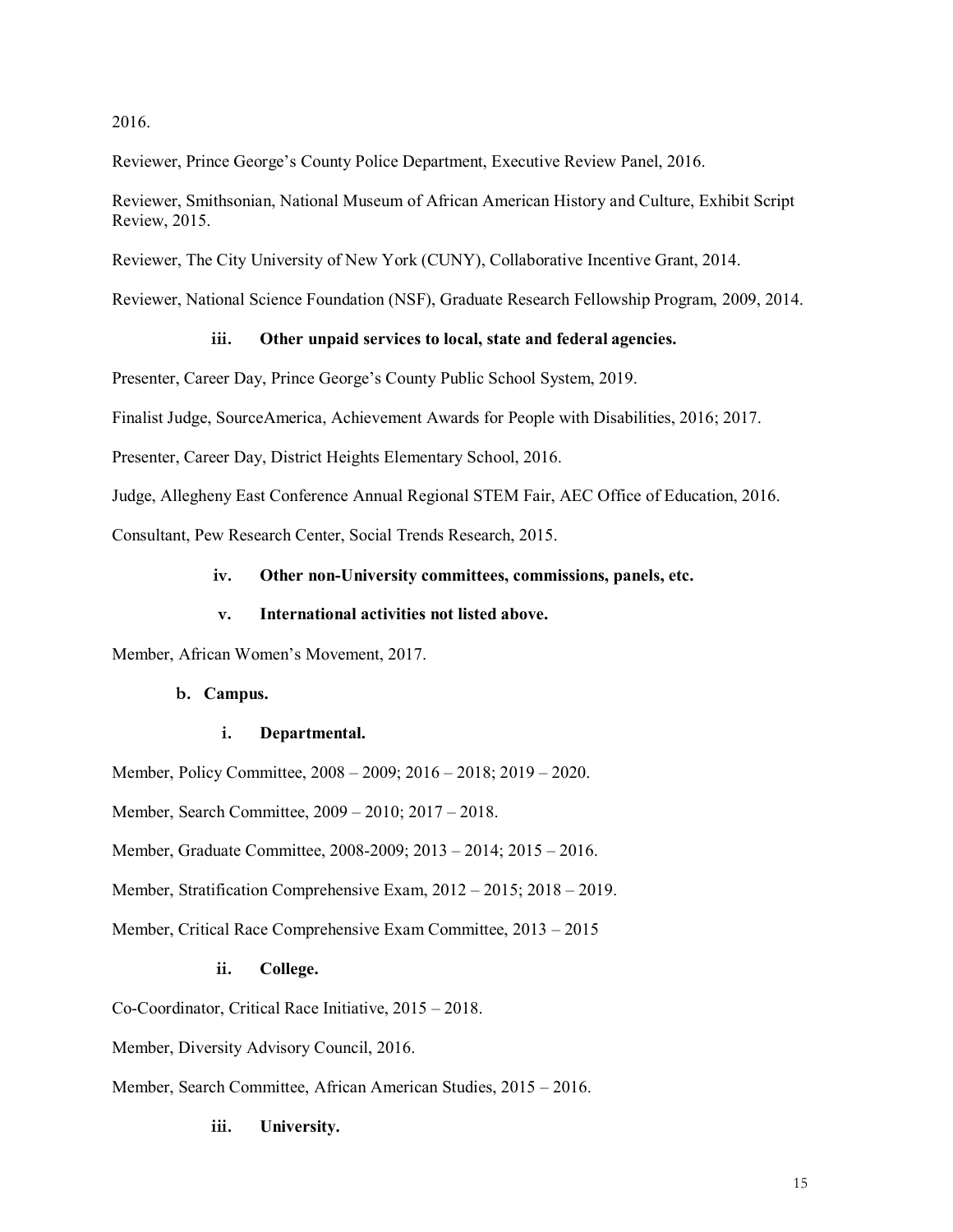2016.

Reviewer, Prince George's County Police Department, Executive Review Panel, 2016.

Reviewer, Smithsonian, National Museum of African American History and Culture, Exhibit Script Review, 2015.

Reviewer, The City University of New York (CUNY), Collaborative Incentive Grant, 2014.

Reviewer, National Science Foundation (NSF), Graduate Research Fellowship Program, 2009, 2014.

**iii. Other unpaid services to local, state and federal agencies.**

Presenter, Career Day, Prince George's County Public School System, 2019.

Finalist Judge, SourceAmerica, Achievement Awards for People with Disabilities, 2016; 2017.

Presenter, Career Day, District Heights Elementary School, 2016.

Judge, Allegheny East Conference Annual Regional STEM Fair, AEC Office of Education, 2016.

Consultant, Pew Research Center, Social Trends Research, 2015.

**iv. Other non-University committees, commissions, panels, etc.**

**v. International activities not listed above.**

Member, African Women's Movement, 2017.

**b. Campus.**

**i. Departmental.**

Member, Policy Committee, 2008 – 2009; 2016 – 2018; 2019 – 2020.

Member, Search Committee, 2009 – 2010; 2017 – 2018.

Member, Graduate Committee, 2008-2009; 2013 – 2014; 2015 – 2016.

Member, Stratification Comprehensive Exam, 2012 – 2015; 2018 – 2019.

Member, Critical Race Comprehensive Exam Committee, 2013 – 2015

**ii. College.**

Co-Coordinator, Critical Race Initiative, 2015 – 2018.

Member, Diversity Advisory Council, 2016.

Member, Search Committee, African American Studies, 2015 – 2016.

**iii. University.**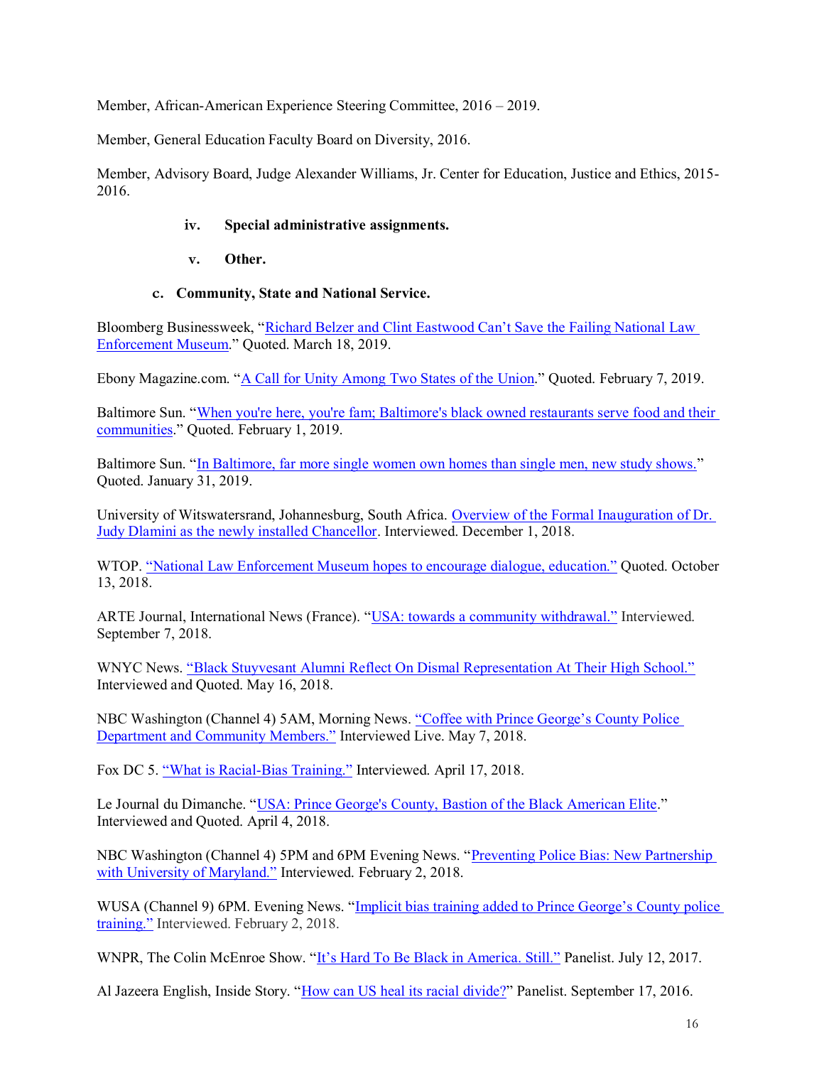Member, African-American Experience Steering Committee, 2016 – 2019.

Member, General Education Faculty Board on Diversity, 2016.

Member, Advisory Board, Judge Alexander Williams, Jr. Center for Education, Justice and Ethics, 2015-2016.

**iv. Special administrative assignments.**

**v. Other.**

**c. Community, State and National Service.**

Bloomberg Businessweek, "Richard Belzer and Clint Eastwood Can't Save the Failing National Law Enforcement Museum." Quoted. March 18, 2019.

Ebony Magazine.com. "A Call for Unity Among Two States of the Union." Quoted. February 7, 2019.

Baltimore Sun. "When you're here, you're fam; Baltimore's black owned restaurants serve food and their communities." Quoted. February 1, 2019.

Baltimore Sun. "In Baltimore, far more single women own homes than single men, new study shows." Quoted. January 31, 2019.

University of Witswatersrand, Johannesburg, South Africa. Overview of the Formal Inauguration of Dr. Judy Dlamini as the newly installed Chancellor. Interviewed. December 1, 2018.

WTOP. "National Law Enforcement Museum hopes to encourage dialogue, education." Quoted. October 13, 2018.

ARTE Journal, International News (France). "USA: towards a community withdrawal." Interviewed. September 7, 2018.

WNYC News. "Black Stuyvesant Alumni Reflect On Dismal Representation At Their High School." Interviewed and Quoted. May 16, 2018.

NBC Washington (Channel 4) 5AM, Morning News. "Coffee with Prince George's County Police Department and Community Members." Interviewed Live. May 7, 2018.

Fox DC 5. "What is Racial-Bias Training." Interviewed. April 17, 2018.

Le Journal du Dimanche. "USA: Prince George's County, Bastion of the Black American Elite." Interviewed and Quoted. April 4, 2018.

NBC Washington (Channel 4) 5PM and 6PM Evening News. "Preventing Police Bias: New Partnership with University of Maryland." Interviewed. February 2, 2018.

WUSA (Channel 9) 6PM. Evening News. "Implicit bias training added to Prince George's County police training." Interviewed. February 2, 2018.

WNPR, The Colin McEnroe Show. "It's Hard To Be Black in America. Still." Panelist. July 12, 2017.

Al Jazeera English, Inside Story. "How can US heal its racial divide?" Panelist. September 17, 2016.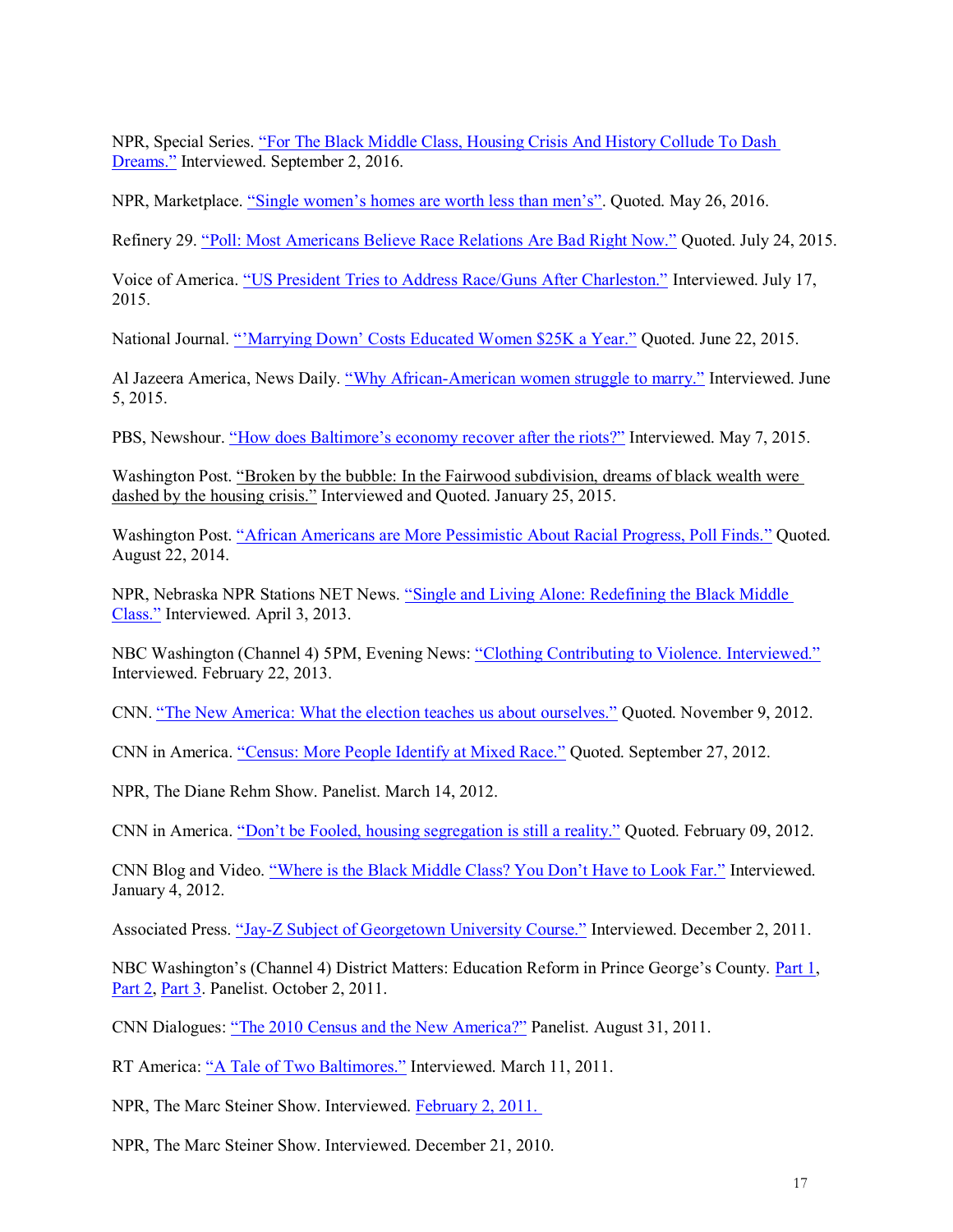NPR, Special Series. “For The Black Middle Class, Housing Crisis And History Collude To Dash Dreams.” Interviewed. September 2, 2016.

NPR, Marketplace. “Single women’s homes are worth less than men’s”. Quoted. May 26, 2016.

Refinery 29. “Poll: Most Americans Believe Race Relations Are Bad Right Now.” Quoted. July 24, 2015.

Voice of America. “US President Tries to Address Race/Guns After Charleston.” Interviewed. July 17, 2015.

National Journal. “’Marrying Down’ Costs Educated Women $25K a Year.” Quoted. June 22, 2015.

Al Jazeera America, News Daily. “Why African-American women struggle to marry.” Interviewed. June 5, 2015.

PBS, Newshour. “How does Baltimore’s economy recover after the riots?” Interviewed. May 7, 2015.

Washington Post. “Broken by the bubble: In the Fairwood subdivision, dreams of black wealth were dashed by the housing crisis.” Interviewed and Quoted. January 25, 2015.

Washington Post. “African Americans are More Pessimistic About Racial Progress, Poll Finds.” Quoted. August 22, 2014.

NPR, Nebraska NPR Stations NET News. “Single and Living Alone: Redefining the Black Middle Class.” Interviewed. April 3, 2013.

NBC Washington (Channel 4) 5PM, Evening News: “Clothing Contributing to Violence. Interviewed.” Interviewed. February 22, 2013.

CNN. “The New America: What the election teaches us about ourselves.” Quoted. November 9, 2012.

CNN in America. “Census: More People Identify at Mixed Race.” Quoted. September 27, 2012.

NPR, The Diane Rehm Show. Panelist. March 14, 2012.

CNN in America. “Don’t be Fooled, housing segregation is still a reality.” Quoted. February 09, 2012.

CNN Blog and Video. “Where is the Black Middle Class? You Don’t Have to Look Far.” Interviewed. January 4, 2012.

Associated Press. “Jay-Z Subject of Georgetown University Course.” Interviewed. December 2, 2011.

NBC Washington’s (Channel 4) District Matters: Education Reform in Prince George’s County. Part 1, Part 2, Part 3. Panelist. October 2, 2011.

CNN Dialogues: “The 2010 Census and the New America?” Panelist. August 31, 2011.

RT America: “A Tale of Two Baltimores.” Interviewed. March 11, 2011.

NPR, The Marc Steiner Show. Interviewed. February 2, 2011.

NPR, The Marc Steiner Show. Interviewed. December 21, 2010.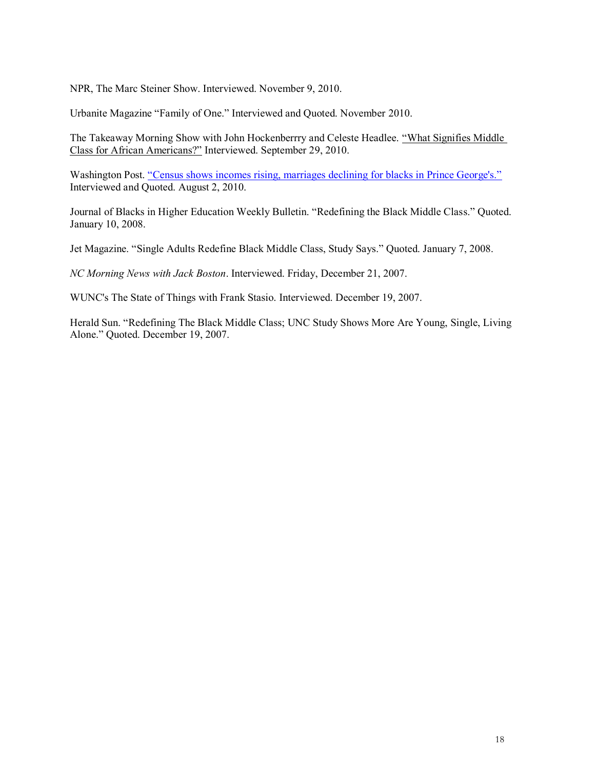NPR, The Marc Steiner Show. Interviewed. November 9, 2010.

Urbanite Magazine “Family of One.” Interviewed and Quoted. November 2010.

The Takeaway Morning Show with John Hockenberrry and Celeste Headlee. “What Signifies Middle Class for African Americans?” Interviewed. September 29, 2010.

Washington Post. “Census shows incomes rising, marriages declining for blacks in Prince George's.” Interviewed and Quoted. August 2, 2010.

Journal of Blacks in Higher Education Weekly Bulletin. “Redefining the Black Middle Class.” Quoted. January 10, 2008.

Jet Magazine. “Single Adults Redefine Black Middle Class, Study Says.” Quoted. January 7, 2008.

*NC Morning News with Jack Boston*. Interviewed. Friday, December 21, 2007.

WUNC's The State of Things with Frank Stasio. Interviewed. December 19, 2007.

Herald Sun. “Redefining The Black Middle Class; UNC Study Shows More Are Young, Single, Living Alone.” Quoted. December 19, 2007.